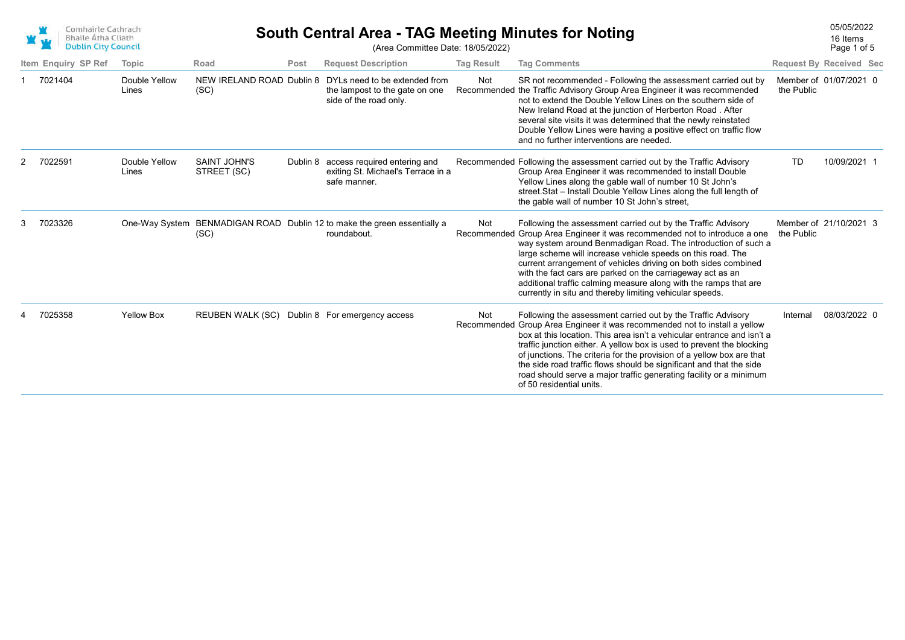# South Central Area - TAG Meeting Minutes for Noting

(Area Committee Date: 18/05/2022)

05/05/2022
16 Items

| Item | Enquiry | SP Ref | Topic | Road | Post | Request Description | Tag Result | Tag Comments | Request By | Received | Sec |
|---|---|---|---|---|---|---|---|---|---|---|---|
| 1 | 7021404 | | Double Yellow Lines | NEW IRELAND ROAD (SC) | Dublin 8 | DYLs need to be extended from the lampost to the gate on one side of the road only. | Not Recommended | SR not recommended - Following the assessment carried out by the Traffic Advisory Group Area Engineer it was recommended not to extend the Double Yellow Lines on the southern side of New Ireland Road at the junction of Herberton Road . After several site visits it was determined that the newly reinstated Double Yellow Lines were having a positive effect on traffic flow and no further interventions are needed. | Member of the Public | 01/07/2021 | 0 |
| 2 | 7022591 | | Double Yellow Lines | SAINT JOHN'S STREET (SC) | Dublin 8 | access required entering and exiting St. Michael's Terrace in a safe manner. | Recommended | Following the assessment carried out by the Traffic Advisory Group Area Engineer it was recommended to install Double Yellow Lines along the gable wall of number 10 St John's street.Stat – Install Double Yellow Lines along the full length of the gable wall of number 10 St John's street, | TD | 10/09/2021 | 1 |
| 3 | 7023326 | | One-Way System | BENMADIGAN ROAD (SC) | Dublin 12 | to make the green essentially a roundabout. | Not Recommended | Following the assessment carried out by the Traffic Advisory Group Area Engineer it was recommended not to introduce a one way system around Benmadigan Road. The introduction of such a large scheme will increase vehicle speeds on this road. The current arrangement of vehicles driving on both sides combined with the fact cars are parked on the carriageway act as an additional traffic calming measure along with the ramps that are currently in situ and thereby limiting vehicular speeds. | Member of the Public | 21/10/2021 | 3 |
| 4 | 7025358 | | Yellow Box | REUBEN WALK (SC) | Dublin 8 | For emergency access | Not Recommended | Following the assessment carried out by the Traffic Advisory Group Area Engineer it was recommended not to install a yellow box at this location. This area isn't a vehicular entrance and isn't a traffic junction either. A yellow box is used to prevent the blocking of junctions. The criteria for the provision of a yellow box are that the side road traffic flows should be significant and that the side road should serve a major traffic generating facility or a minimum of 50 residential units. | Internal | 08/03/2022 | 0 |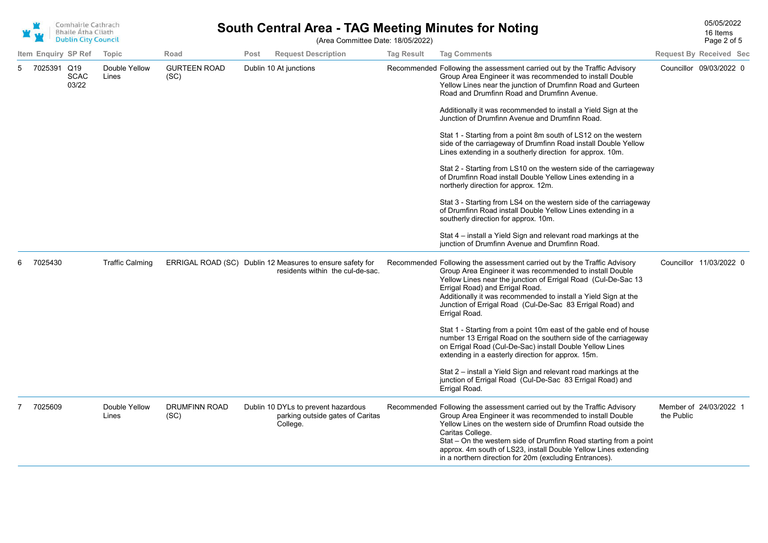# South Central Area - TAG Meeting Minutes for Noting

(Area Committee Date: 18/05/2022)

05/05/2022
16 Items

| Item | Enquiry | SP Ref | Topic | Road | Post | Request Description | Tag Result | Tag Comments | Request By | Received | Sec |
|---|---|---|---|---|---|---|---|---|---|---|---|
| 5 | 7025391 | Q19 SCAC 03/22 | Double Yellow Lines | GURTEEN ROAD (SC) | Dublin 10 | At junctions | Recommended | Following the assessment carried out by the Traffic Advisory Group Area Engineer it was recommended to install Double Yellow Lines near the junction of Drumfinn Road and Gurteen Road and Drumfinn Road and Drumfinn Avenue.<br><br>Additionally it was recommended to install a Yield Sign at the Junction of Drumfinn Avenue and Drumfinn Road.<br><br>Stat 1 - Starting from a point 8m south of LS12 on the western side of the carriageway of Drumfinn Road install Double Yellow Lines extending in a southerly direction for approx. 10m.<br><br>Stat 2 - Starting from LS10 on the western side of the carriageway of Drumfinn Road install Double Yellow Lines extending in a northerly direction for approx. 12m.<br><br>Stat 3 - Starting from LS4 on the western side of the carriageway of Drumfinn Road install Double Yellow Lines extending in a southerly direction for approx. 10m.<br><br>Stat 4 – install a Yield Sign and relevant road markings at the junction of Drumfinn Avenue and Drumfinn Road. | Councillor | 09/03/2022 | 0 |
| 6 | 7025430 | | Traffic Calming | ERRIGAL ROAD (SC) | Dublin 12 | Measures to ensure safety for residents within the cul-de-sac. | Recommended | Following the assessment carried out by the Traffic Advisory Group Area Engineer it was recommended to install Double Yellow Lines near the junction of Errigal Road (Cul-De-Sac 13 Errigal Road) and Errigal Road.<br>Additionally it was recommended to install a Yield Sign at the Junction of Errigal Road (Cul-De-Sac 83 Errigal Road) and Errigal Road.<br><br>Stat 1 - Starting from a point 10m east of the gable end of house number 13 Errigal Road on the southern side of the carriageway on Errigal Road (Cul-De-Sac) install Double Yellow Lines extending in a easterly direction for approx. 15m.<br><br>Stat 2 – install a Yield Sign and relevant road markings at the junction of Errigal Road (Cul-De-Sac 83 Errigal Road) and Errigal Road. | Councillor | 11/03/2022 | 0 |
| 7 | 7025609 | | Double Yellow Lines | DRUMFINN ROAD (SC) | Dublin 10 | DYLs to prevent hazardous parking outside gates of Caritas College. | Recommended | Following the assessment carried out by the Traffic Advisory Group Area Engineer it was recommended to install Double Yellow Lines on the western side of Drumfinn Road outside the Caritas College.<br>Stat – On the western side of Drumfinn Road starting from a point approx. 4m south of LS23, install Double Yellow Lines extending in a northern direction for 20m (excluding Entrances). | Member of the Public | 24/03/2022 | 1 |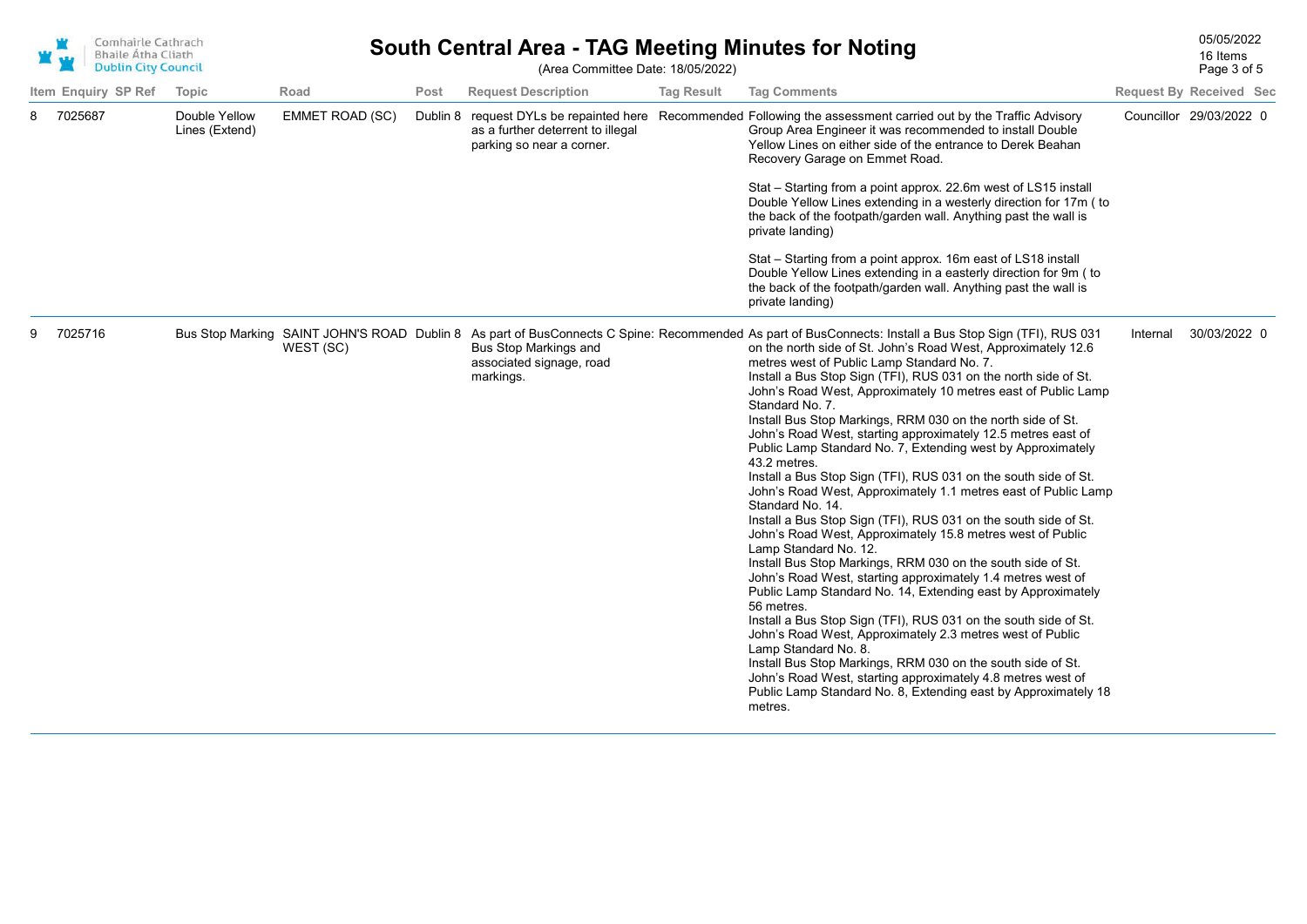# South Central Area - TAG Meeting Minutes for Noting

(Area Committee Date: 18/05/2022)

05/05/2022
16 Items

| Item | Enquiry | SP Ref | Topic | Road | Post | Request Description | Tag Result | Tag Comments | Request By | Received | Sec |
|---|---|---|---|---|---|---|---|---|---|---|---|
| 8 | 7025687 | | Double Yellow Lines (Extend) | EMMET ROAD (SC) | Dublin 8 | request DYLs be repainted here as a further deterrent to illegal parking so near a corner. | Recommended | Following the assessment carried out by the Traffic Advisory Group Area Engineer it was recommended to install Double Yellow Lines on either side of the entrance to Derek Beahan Recovery Garage on Emmet Road.<br><br>Stat – Starting from a point approx. 22.6m west of LS15 install Double Yellow Lines extending in a westerly direction for 17m ( to the back of the footpath/garden wall. Anything past the wall is private landing)<br><br>Stat – Starting from a point approx. 16m east of LS18 install Double Yellow Lines extending in a easterly direction for 9m ( to the back of the footpath/garden wall. Anything past the wall is private landing) | Councillor | 29/03/2022 | 0 |
| 9 | 7025716 | | Bus Stop Marking | SAINT JOHN'S ROAD WEST (SC) | Dublin 8 | As part of BusConnects C Spine: Bus Stop Markings and associated signage, road markings. | Recommended | As part of BusConnects: Install a Bus Stop Sign (TFI), RUS 031 on the north side of St. John's Road West, Approximately 12.6 metres west of Public Lamp Standard No. 7.<br>Install a Bus Stop Sign (TFI), RUS 031 on the north side of St. John's Road West, Approximately 10 metres east of Public Lamp Standard No. 7.<br>Install Bus Stop Markings, RRM 030 on the north side of St. John's Road West, starting approximately 12.5 metres east of Public Lamp Standard No. 7, Extending west by Approximately 43.2 metres.<br>Install a Bus Stop Sign (TFI), RUS 031 on the south side of St. John's Road West, Approximately 1.1 metres east of Public Lamp Standard No. 14.<br>Install a Bus Stop Sign (TFI), RUS 031 on the south side of St. John's Road West, Approximately 15.8 metres west of Public Lamp Standard No. 12.<br>Install Bus Stop Markings, RRM 030 on the south side of St. John's Road West, starting approximately 1.4 metres west of Public Lamp Standard No. 14, Extending east by Approximately 56 metres.<br>Install a Bus Stop Sign (TFI), RUS 031 on the south side of St. John's Road West, Approximately 2.3 metres west of Public Lamp Standard No. 8.<br>Install Bus Stop Markings, RRM 030 on the south side of St. John's Road West, starting approximately 4.8 metres west of Public Lamp Standard No. 8, Extending east by Approximately 18 metres. | Internal | 30/03/2022 | 0 |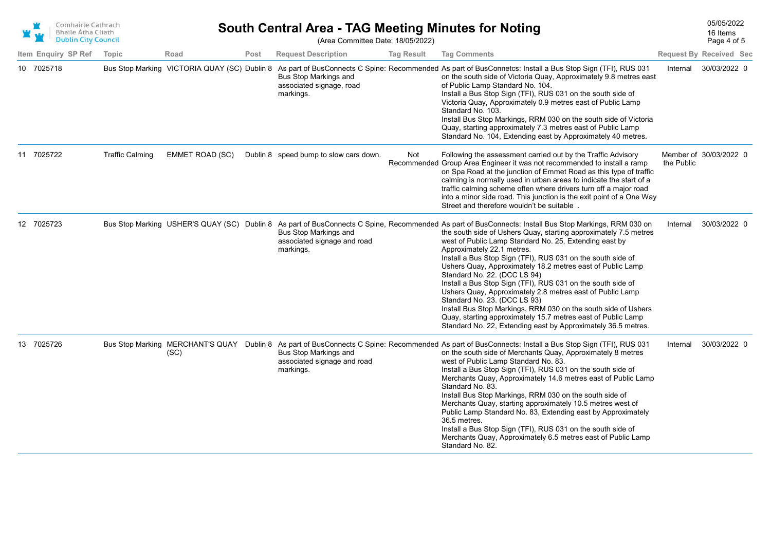# South Central Area - TAG Meeting Minutes for Noting

(Area Committee Date: 18/05/2022)

05/05/2022
16 Items

| Item | Enquiry | SP Ref | Topic | Road | Post | Request Description | Tag Result | Tag Comments | Request By | Received | Sec |
|---|---|---|---|---|---|---|---|---|---|---|---|
| 10 | 7025718 | | Bus Stop Marking | VICTORIA QUAY (SC) | Dublin 8 | As part of BusConnects C Spine: Bus Stop Markings and associated signage, road markings. | Recommended | As part of BusConnetcs: Install a Bus Stop Sign (TFI), RUS 031 on the south side of Victoria Quay, Approximately 9.8 metres east of Public Lamp Standard No. 104. Install a Bus Stop Sign (TFI), RUS 031 on the south side of Victoria Quay, Approximately 0.9 metres east of Public Lamp Standard No. 103. Install Bus Stop Markings, RRM 030 on the south side of Victoria Quay, starting approximately 7.3 metres east of Public Lamp Standard No. 104, Extending east by Approximately 40 metres. | Internal | 30/03/2022 | 0 |
| 11 | 7025722 | | Traffic Calming | EMMET ROAD (SC) | Dublin 8 | speed bump to slow cars down. | Not Recommended | Following the assessment carried out by the Traffic Advisory Group Area Engineer it was not recommended to install a ramp on Spa Road at the junction of Emmet Road as this type of traffic calming is normally used in urban areas to indicate the start of a traffic calming scheme often where drivers turn off a major road into a minor side road. This junction is the exit point of a One Way Street and therefore wouldn't be suitable . | Member of the Public | 30/03/2022 | 0 |
| 12 | 7025723 | | Bus Stop Marking | USHER'S QUAY (SC) | Dublin 8 | As part of BusConnects C Spine, Bus Stop Markings and associated signage and road markings. | Recommended | As part of BusConnects: Install Bus Stop Markings, RRM 030 on the south side of Ushers Quay, starting approximately 7.5 metres west of Public Lamp Standard No. 25, Extending east by Approximately 22.1 metres. Install a Bus Stop Sign (TFI), RUS 031 on the south side of Ushers Quay, Approximately 18.2 metres east of Public Lamp Standard No. 22. (DCC LS 94) Install a Bus Stop Sign (TFI), RUS 031 on the south side of Ushers Quay, Approximately 2.8 metres east of Public Lamp Standard No. 23. (DCC LS 93) Install Bus Stop Markings, RRM 030 on the south side of Ushers Quay, starting approximately 15.7 metres east of Public Lamp Standard No. 22, Extending east by Approximately 36.5 metres. | Internal | 30/03/2022 | 0 |
| 13 | 7025726 | | Bus Stop Marking | MERCHANT'S QUAY (SC) | Dublin 8 | As part of BusConnects C Spine: Bus Stop Markings and associated signage and road markings. | Recommended | As part of BusConnects: Install a Bus Stop Sign (TFI), RUS 031 on the south side of Merchants Quay, Approximately 8 metres west of Public Lamp Standard No. 83. Install a Bus Stop Sign (TFI), RUS 031 on the south side of Merchants Quay, Approximately 14.6 metres east of Public Lamp Standard No. 83. Install Bus Stop Markings, RRM 030 on the south side of Merchants Quay, starting approximately 10.5 metres west of Public Lamp Standard No. 83, Extending east by Approximately 36.5 metres. Install a Bus Stop Sign (TFI), RUS 031 on the south side of Merchants Quay, Approximately 6.5 metres east of Public Lamp Standard No. 82. | Internal | 30/03/2022 | 0 |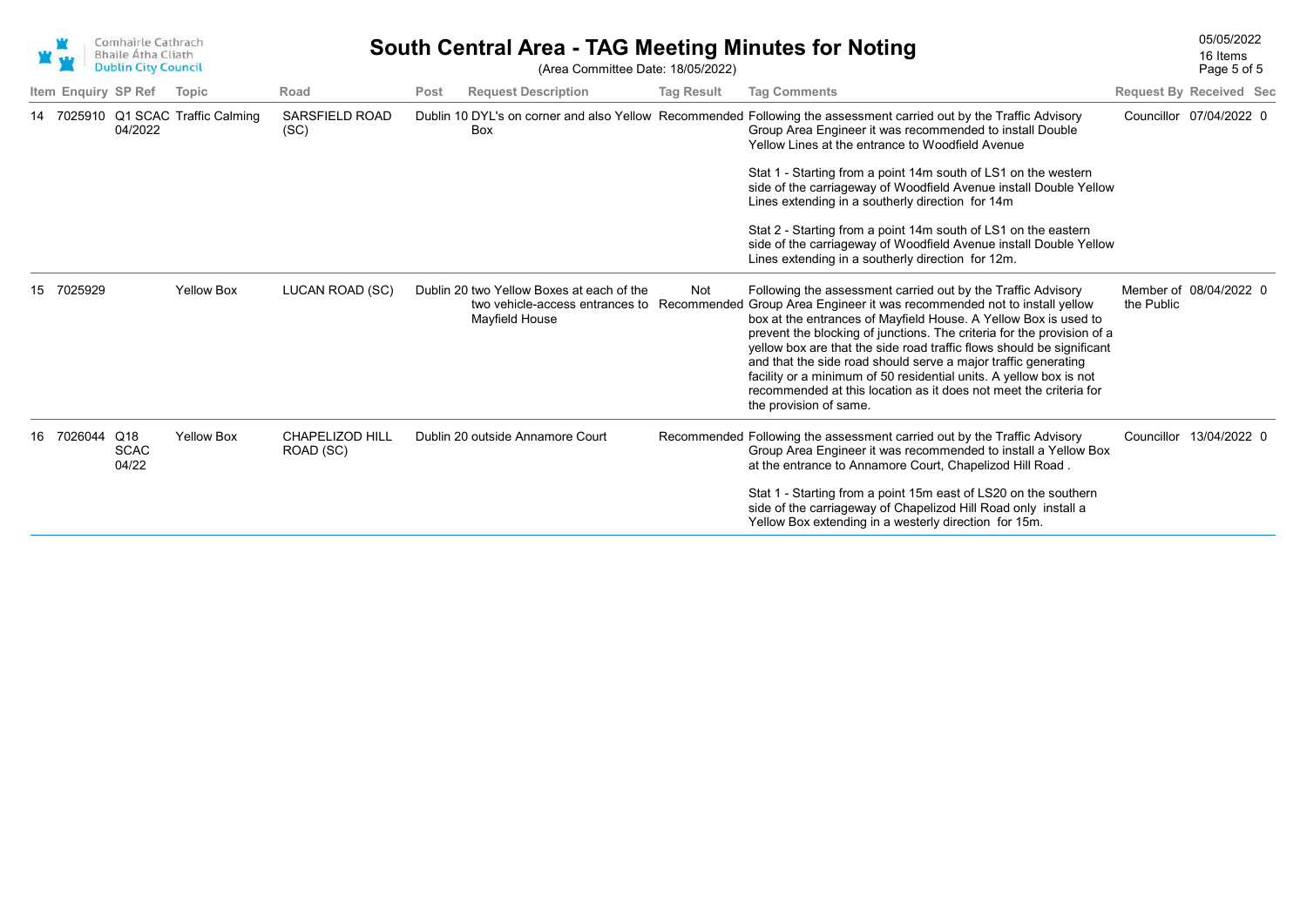| Item | Enquiry | SP Ref | Topic | Road | Post | Request Description | Tag Result | Tag Comments | Request By | Received | Sec |
|---|---|---|---|---|---|---|---|---|---|---|---|
| 14 | 7025910 | Q1 SCAC 04/2022 | Traffic Calming | SARSFIELD ROAD (SC) | Dublin 10 | DYL's on corner and also Yellow Box | Recommended | Following the assessment carried out by the Traffic Advisory Group Area Engineer it was recommended to install Double Yellow Lines at the entrance to Woodfield Avenue<br><br>Stat 1 - Starting from a point 14m south of LS1 on the western side of the carriageway of Woodfield Avenue install Double Yellow Lines extending in a southerly direction for 14m<br><br>Stat 2 - Starting from a point 14m south of LS1 on the eastern side of the carriageway of Woodfield Avenue install Double Yellow Lines extending in a southerly direction for 12m. | Councillor | 07/04/2022 | 0 |
| 15 | 7025929 | | Yellow Box | LUCAN ROAD (SC) | Dublin 20 | two Yellow Boxes at each of the two vehicle-access entrances to Mayfield House | Not Recommended | Following the assessment carried out by the Traffic Advisory Group Area Engineer it was recommended not to install yellow box at the entrances of Mayfield House. A Yellow Box is used to prevent the blocking of junctions. The criteria for the provision of a yellow box are that the side road traffic flows should be significant and that the side road should serve a major traffic generating facility or a minimum of 50 residential units. A yellow box is not recommended at this location as it does not meet the criteria for the provision of same. | Member of the Public | 08/04/2022 | 0 |
| 16 | 7026044 | Q18 SCAC 04/22 | Yellow Box | CHAPELIZOD HILL ROAD (SC) | Dublin 20 | outside Annamore Court | Recommended | Following the assessment carried out by the Traffic Advisory Group Area Engineer it was recommended to install a Yellow Box at the entrance to Annamore Court, Chapelizod Hill Road .<br><br>Stat 1 - Starting from a point 15m east of LS20 on the southern side of the carriageway of Chapelizod Hill Road only install a Yellow Box extending in a westerly direction for 15m. | Councillor | 13/04/2022 | 0 |